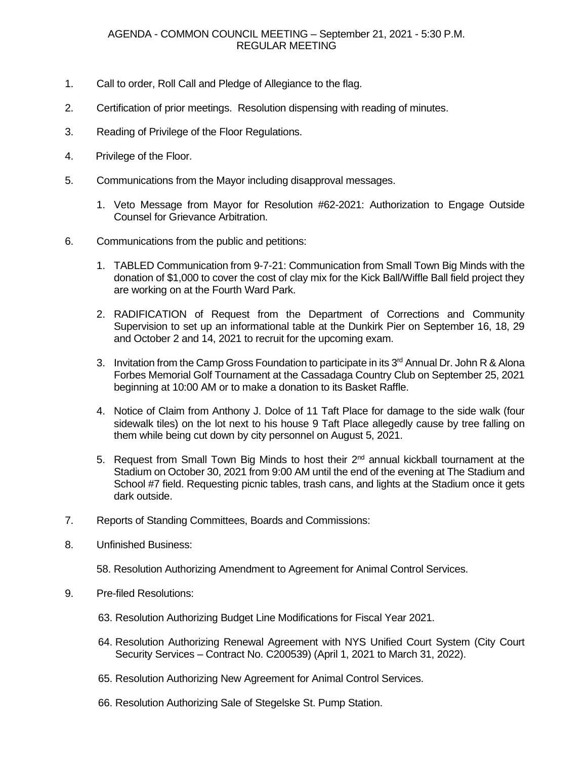# AGENDA - COMMON COUNCIL MEETING – September 21, 2021 - 5:30 P.M.
## REGULAR MEETING

1. Call to order, Roll Call and Pledge of Allegiance to the flag.

2. Certification of prior meetings. Resolution dispensing with reading of minutes.

3. Reading of Privilege of the Floor Regulations.

4. Privilege of the Floor.

5. Communications from the Mayor including disapproval messages.

   1. Veto Message from Mayor for Resolution #62-2021: Authorization to Engage Outside Counsel for Grievance Arbitration.

6. Communications from the public and petitions:

   1. TABLED Communication from 9-7-21: Communication from Small Town Big Minds with the donation of $1,000 to cover the cost of clay mix for the Kick Ball/Wiffle Ball field project they are working on at the Fourth Ward Park.

   2. RADIFICATION of Request from the Department of Corrections and Community Supervision to set up an informational table at the Dunkirk Pier on September 16, 18, 29 and October 2 and 14, 2021 to recruit for the upcoming exam.

   3. Invitation from the Camp Gross Foundation to participate in its 3rd Annual Dr. John R & Alona Forbes Memorial Golf Tournament at the Cassadaga Country Club on September 25, 2021 beginning at 10:00 AM or to make a donation to its Basket Raffle.

   4. Notice of Claim from Anthony J. Dolce of 11 Taft Place for damage to the side walk (four sidewalk tiles) on the lot next to his house 9 Taft Place allegedly cause by tree falling on them while being cut down by city personnel on August 5, 2021.

   5. Request from Small Town Big Minds to host their 2nd annual kickball tournament at the Stadium on October 30, 2021 from 9:00 AM until the end of the evening at The Stadium and School #7 field. Requesting picnic tables, trash cans, and lights at the Stadium once it gets dark outside.

7. Reports of Standing Committees, Boards and Commissions:

8. Unfinished Business:

   58. Resolution Authorizing Amendment to Agreement for Animal Control Services.

9. Pre-filed Resolutions:

   63. Resolution Authorizing Budget Line Modifications for Fiscal Year 2021.

   64. Resolution Authorizing Renewal Agreement with NYS Unified Court System (City Court Security Services – Contract No. C200539) (April 1, 2021 to March 31, 2022).

   65. Resolution Authorizing New Agreement for Animal Control Services.

   66. Resolution Authorizing Sale of Stegelske St. Pump Station.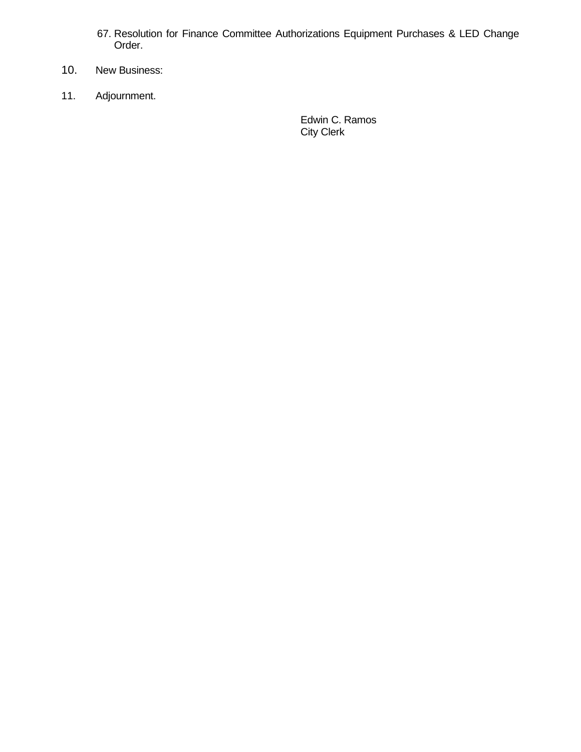67. Resolution for Finance Committee Authorizations Equipment Purchases & LED Change Order.

10. New Business:

11. Adjournment.

Edwin C. Ramos
City Clerk